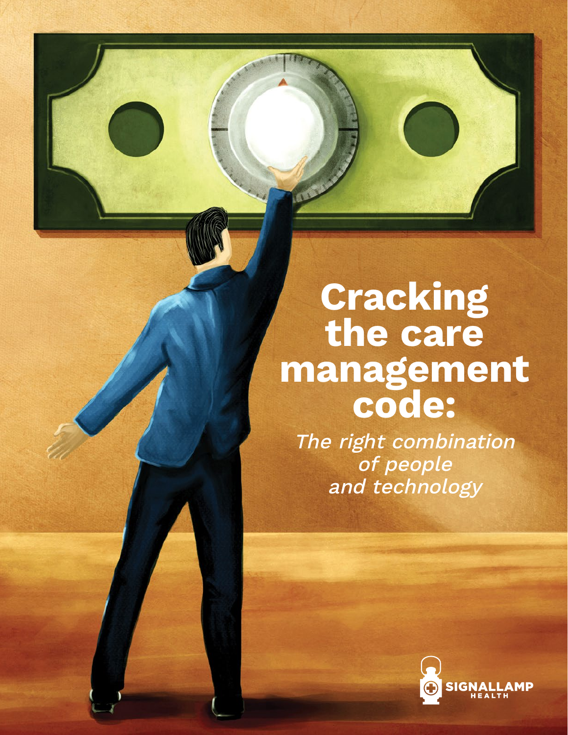# Cracking the care management code:

*The right combination of people and technology*

SIGNALLAMP HEALTH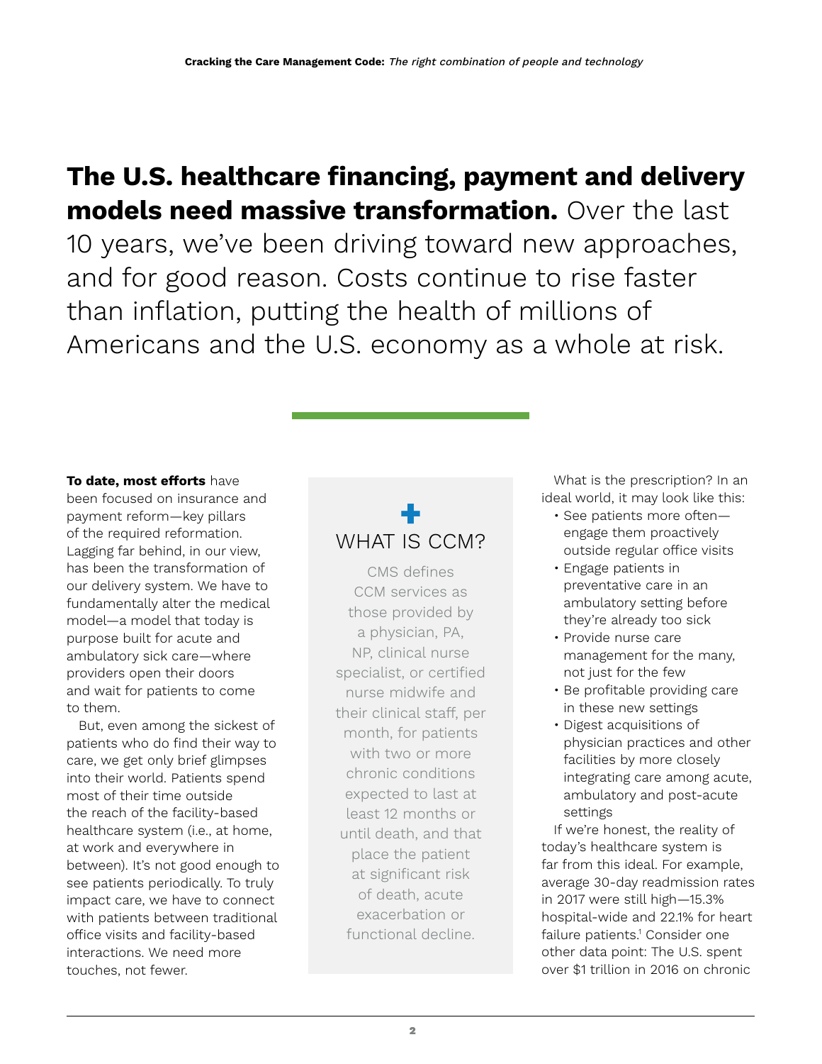**The U.S. healthcare financing, payment and delivery models need massive transformation.** Over the last 10 years, we've been driving toward new approaches, and for good reason. Costs continue to rise faster than inflation, putting the health of millions of Americans and the U.S. economy as a whole at risk.

**To date, most efforts** have been focused on insurance and payment reform—key pillars of the required reformation. Lagging far behind, in our view, has been the transformation of our delivery system. We have to fundamentally alter the medical model—a model that today is purpose built for acute and ambulatory sick care—where providers open their doors and wait for patients to come to them.

But, even among the sickest of patients who do find their way to care, we get only brief glimpses into their world. Patients spend most of their time outside the reach of the facility-based healthcare system (i.e., at home, at work and everywhere in between). It's not good enough to see patients periodically. To truly impact care, we have to connect with patients between traditional office visits and facility-based interactions. We need more touches, not fewer.

## WHAT IS CCM?

CMS defines CCM services as those provided by a physician, PA, NP, clinical nurse specialist, or certified nurse midwife and their clinical staff, per month, for patients with two or more chronic conditions expected to last at least 12 months or until death, and that place the patient at significant risk of death, acute exacerbation or functional decline.

What is the prescription? In an ideal world, it may look like this:

- See patients more often—engage them proactively outside regular office visits
- Engage patients in preventative care in an ambulatory setting before they're already too sick
- Provide nurse care management for the many, not just for the few
- Be profitable providing care in these new settings
- Digest acquisitions of physician practices and other facilities by more closely integrating care among acute, ambulatory and post-acute settings

If we're honest, the reality of today's healthcare system is far from this ideal. For example, average 30-day readmission rates in 2017 were still high—15.3% hospital-wide and 22.1% for heart failure patients.[1] Consider one other data point: The U.S. spent over $1 trillion in 2016 on chronic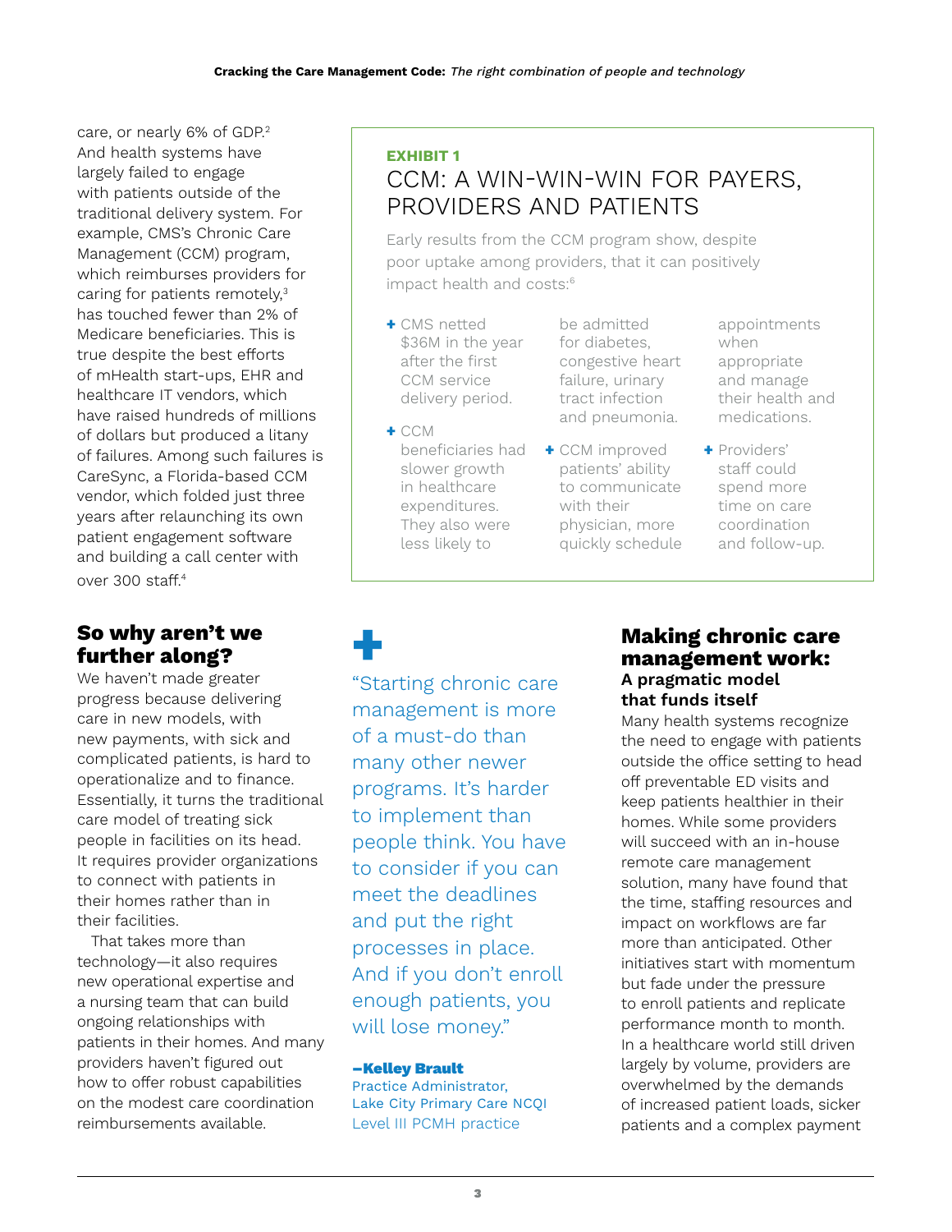care, or nearly 6% of GDP.[2] And health systems have largely failed to engage with patients outside of the traditional delivery system. For example, CMS's Chronic Care Management (CCM) program, which reimburses providers for caring for patients remotely,[3] has touched fewer than 2% of Medicare beneficiaries. This is true despite the best efforts of mHealth start-ups, EHR and healthcare IT vendors, which have raised hundreds of millions of dollars but produced a litany of failures. Among such failures is CareSync, a Florida-based CCM vendor, which folded just three years after relaunching its own patient engagement software and building a call center with over 300 staff.[4]

**EXHIBIT 1**

### CCM: A WIN-WIN-WIN FOR PAYERS, PROVIDERS AND PATIENTS

Early results from the CCM program show, despite poor uptake among providers, that it can positively impact health and costs:[6]

- CMS netted $36M in the year after the first CCM service delivery period.
- CCM beneficiaries had slower growth in healthcare expenditures. They also were less likely to be admitted for diabetes, congestive heart failure, urinary tract infection and pneumonia.
- CCM improved patients' ability to communicate with their physician, more quickly schedule appointments when appropriate and manage their health and medications.
- Providers' staff could spend more time on care coordination and follow-up.

## So why aren't we further along?

We haven't made greater progress because delivering care in new models, with new payments, with sick and complicated patients, is hard to operationalize and to finance. Essentially, it turns the traditional care model of treating sick people in facilities on its head. It requires provider organizations to connect with patients in their homes rather than in their facilities.

That takes more than technology—it also requires new operational expertise and a nursing team that can build ongoing relationships with patients in their homes. And many providers haven't figured out how to offer robust capabilities on the modest care coordination reimbursements available.

> "Starting chronic care management is more of a must-do than many other newer programs. It's harder to implement than people think. You have to consider if you can meet the deadlines and put the right processes in place. And if you don't enroll enough patients, you will lose money."
>
> **–Kelley Brault**
> Practice Administrator, Lake City Primary Care NCQI Level III PCMH practice

## Making chronic care management work:

### A pragmatic model that funds itself

Many health systems recognize the need to engage with patients outside the office setting to head off preventable ED visits and keep patients healthier in their homes. While some providers will succeed with an in-house remote care management solution, many have found that the time, staffing resources and impact on workflows are far more than anticipated. Other initiatives start with momentum but fade under the pressure to enroll patients and replicate performance month to month. In a healthcare world still driven largely by volume, providers are overwhelmed by the demands of increased patient loads, sicker patients and a complex payment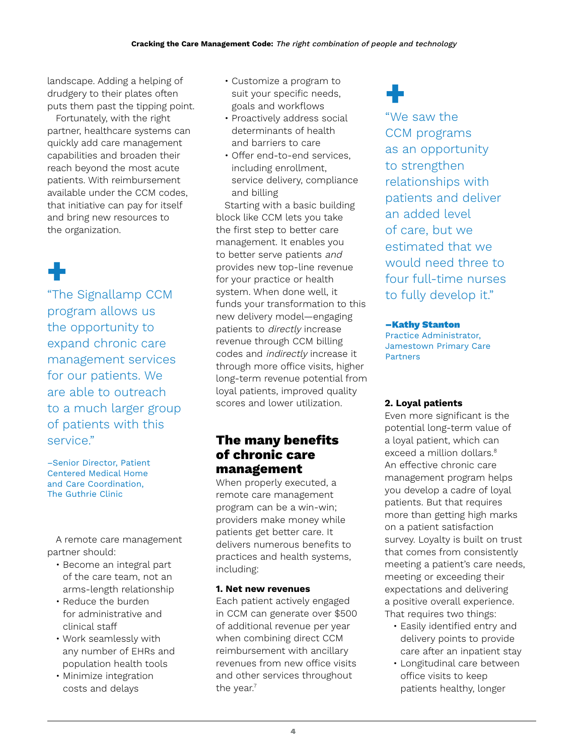landscape. Adding a helping of drudgery to their plates often puts them past the tipping point.

Fortunately, with the right partner, healthcare systems can quickly add care management capabilities and broaden their reach beyond the most acute patients. With reimbursement available under the CCM codes, that initiative can pay for itself and bring new resources to the organization.

> "The Signallamp CCM program allows us the opportunity to expand chronic care management services for our patients. We are able to outreach to a much larger group of patients with this service."
>
> –Senior Director, Patient Centered Medical Home and Care Coordination, The Guthrie Clinic

A remote care management partner should:

- Become an integral part of the care team, not an arms-length relationship
- Reduce the burden for administrative and clinical staff
- Work seamlessly with any number of EHRs and population health tools
- Minimize integration costs and delays
- Customize a program to suit your specific needs, goals and workflows
- Proactively address social determinants of health and barriers to care
- Offer end-to-end services, including enrollment, service delivery, compliance and billing

Starting with a basic building block like CCM lets you take the first step to better care management. It enables you to better serve patients *and* provides new top-line revenue for your practice or health system. When done well, it funds your transformation to this new delivery model—engaging patients to *directly* increase revenue through CCM billing codes and *indirectly* increase it through more office visits, higher long-term revenue potential from loyal patients, improved quality scores and lower utilization.

## The many benefits of chronic care management

When properly executed, a remote care management program can be a win-win; providers make money while patients get better care. It delivers numerous benefits to practices and health systems, including:

**1. Net new revenues**

Each patient actively engaged in CCM can generate over $500 of additional revenue per year when combining direct CCM reimbursement with ancillary revenues from new office visits and other services throughout the year.[7]

> "We saw the CCM programs as an opportunity to strengthen relationships with patients and deliver an added level of care, but we estimated that we would need three to four full-time nurses to fully develop it."
>
> **–Kathy Stanton**
> Practice Administrator, Jamestown Primary Care Partners

**2. Loyal patients**

Even more significant is the potential long-term value of a loyal patient, which can exceed a million dollars.[8] An effective chronic care management program helps you develop a cadre of loyal patients. But that requires more than getting high marks on a patient satisfaction survey. Loyalty is built on trust that comes from consistently meeting a patient's care needs, meeting or exceeding their expectations and delivering a positive overall experience. That requires two things:

- Easily identified entry and delivery points to provide care after an inpatient stay
- Longitudinal care between office visits to keep patients healthy, longer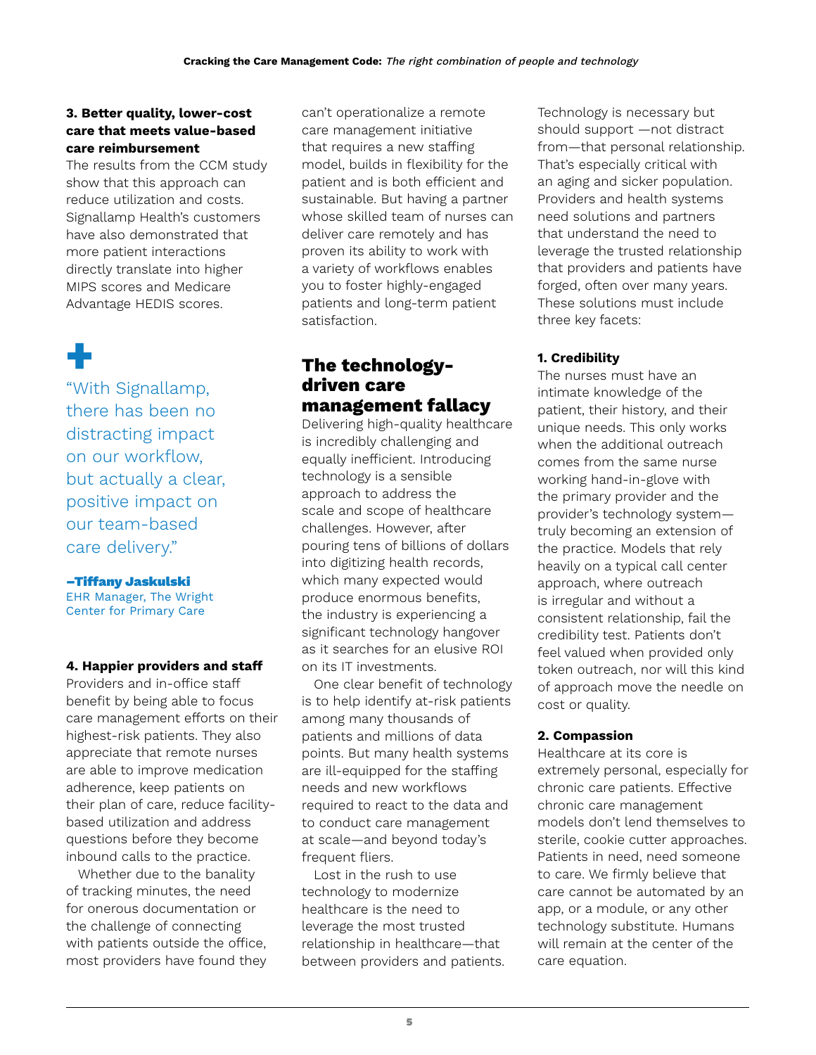**3. Better quality, lower-cost care that meets value-based care reimbursement**

The results from the CCM study show that this approach can reduce utilization and costs. Signallamp Health's customers have also demonstrated that more patient interactions directly translate into higher MIPS scores and Medicare Advantage HEDIS scores.

> "With Signallamp, there has been no distracting impact on our workflow, but actually a clear, positive impact on our team-based care delivery."
>
> **–Tiffany Jaskulski**
> EHR Manager, The Wright Center for Primary Care

**4. Happier providers and staff**

Providers and in-office staff benefit by being able to focus care management efforts on their highest-risk patients. They also appreciate that remote nurses are able to improve medication adherence, keep patients on their plan of care, reduce facility-based utilization and address questions before they become inbound calls to the practice.

Whether due to the banality of tracking minutes, the need for onerous documentation or the challenge of connecting with patients outside the office, most providers have found they can't operationalize a remote care management initiative that requires a new staffing model, builds in flexibility for the patient and is both efficient and sustainable. But having a partner whose skilled team of nurses can deliver care remotely and has proven its ability to work with a variety of workflows enables you to foster highly-engaged patients and long-term patient satisfaction.

## The technology-driven care management fallacy

Delivering high-quality healthcare is incredibly challenging and equally inefficient. Introducing technology is a sensible approach to address the scale and scope of healthcare challenges. However, after pouring tens of billions of dollars into digitizing health records, which many expected would produce enormous benefits, the industry is experiencing a significant technology hangover as it searches for an elusive ROI on its IT investments.

One clear benefit of technology is to help identify at-risk patients among many thousands of patients and millions of data points. But many health systems are ill-equipped for the staffing needs and new workflows required to react to the data and to conduct care management at scale—and beyond today's frequent fliers.

Lost in the rush to use technology to modernize healthcare is the need to leverage the most trusted relationship in healthcare—that between providers and patients. Technology is necessary but should support —not distract from—that personal relationship. That's especially critical with an aging and sicker population. Providers and health systems need solutions and partners that understand the need to leverage the trusted relationship that providers and patients have forged, often over many years. These solutions must include three key facets:

**1. Credibility**

The nurses must have an intimate knowledge of the patient, their history, and their unique needs. This only works when the additional outreach comes from the same nurse working hand-in-glove with the primary provider and the provider's technology system—truly becoming an extension of the practice. Models that rely heavily on a typical call center approach, where outreach is irregular and without a consistent relationship, fail the credibility test. Patients don't feel valued when provided only token outreach, nor will this kind of approach move the needle on cost or quality.

**2. Compassion**

Healthcare at its core is extremely personal, especially for chronic care patients. Effective chronic care management models don't lend themselves to sterile, cookie cutter approaches. Patients in need, need someone to care. We firmly believe that care cannot be automated by an app, or a module, or any other technology substitute. Humans will remain at the center of the care equation.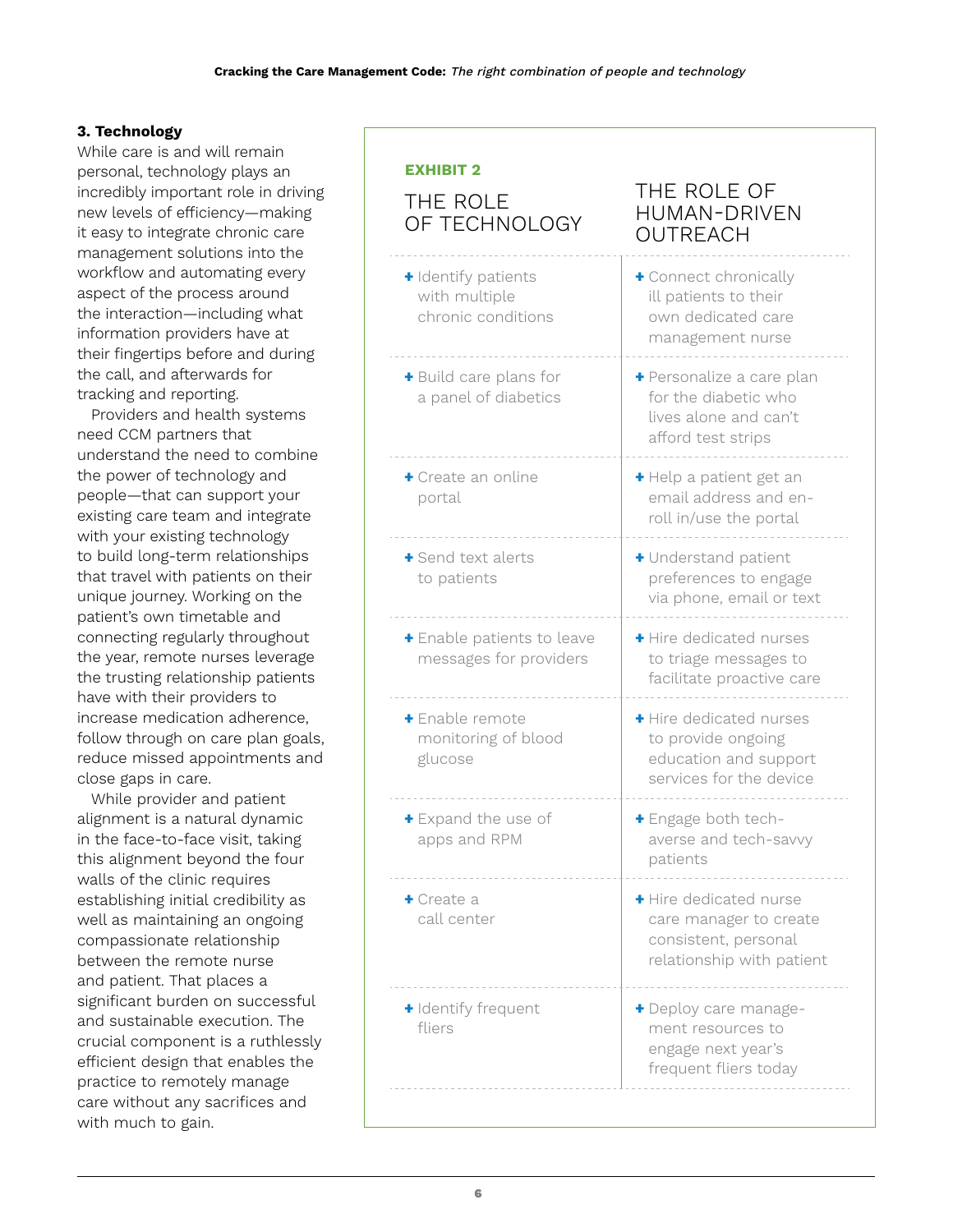### 3. Technology

While care is and will remain personal, technology plays an incredibly important role in driving new levels of efficiency—making it easy to integrate chronic care management solutions into the workflow and automating every aspect of the process around the interaction—including what information providers have at their fingertips before and during the call, and afterwards for tracking and reporting.

Providers and health systems need CCM partners that understand the need to combine the power of technology and people—that can support your existing care team and integrate with your existing technology to build long-term relationships that travel with patients on their unique journey. Working on the patient's own timetable and connecting regularly throughout the year, remote nurses leverage the trusting relationship patients have with their providers to increase medication adherence, follow through on care plan goals, reduce missed appointments and close gaps in care.

While provider and patient alignment is a natural dynamic in the face-to-face visit, taking this alignment beyond the four walls of the clinic requires establishing initial credibility as well as maintaining an ongoing compassionate relationship between the remote nurse and patient. That places a significant burden on successful and sustainable execution. The crucial component is a ruthlessly efficient design that enables the practice to remotely manage care without any sacrifices and with much to gain.

**EXHIBIT 2**

| THE ROLE OF TECHNOLOGY | THE ROLE OF HUMAN-DRIVEN OUTREACH |
|---|---|
| + Identify patients with multiple chronic conditions | + Connect chronically ill patients to their own dedicated care management nurse |
| + Build care plans for a panel of diabetics | + Personalize a care plan for the diabetic who lives alone and can't afford test strips |
| + Create an online portal | + Help a patient get an email address and enroll in/use the portal |
| + Send text alerts to patients | + Understand patient preferences to engage via phone, email or text |
| + Enable patients to leave messages for providers | + Hire dedicated nurses to triage messages to facilitate proactive care |
| + Enable remote monitoring of blood glucose | + Hire dedicated nurses to provide ongoing education and support services for the device |
| + Expand the use of apps and RPM | + Engage both tech-averse and tech-savvy patients |
| + Create a call center | + Hire dedicated nurse care manager to create consistent, personal relationship with patient |
| + Identify frequent fliers | + Deploy care management resources to engage next year's frequent fliers today |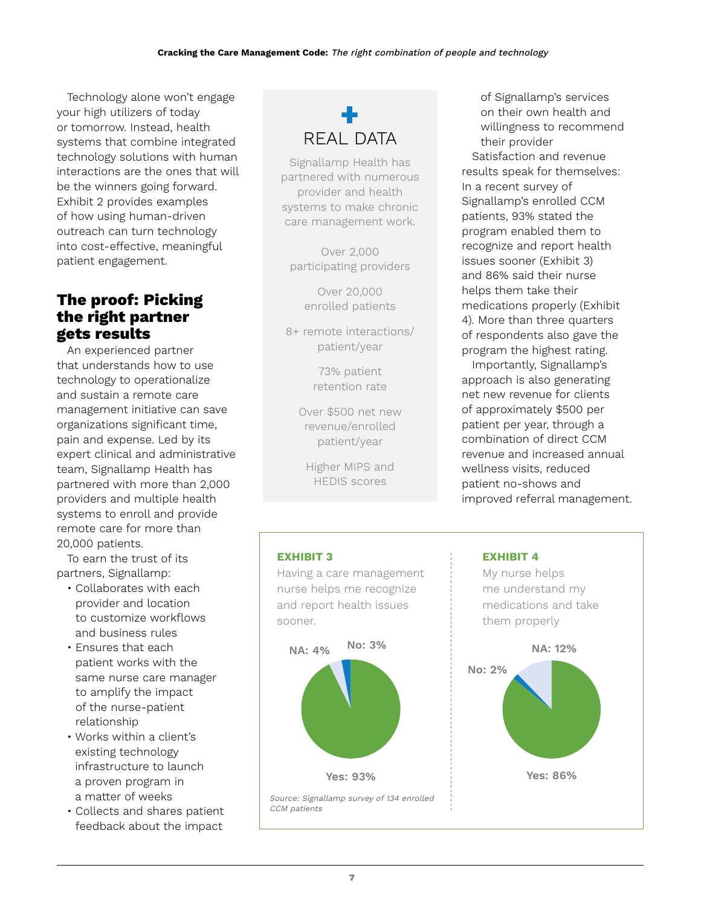Technology alone won't engage your high utilizers of today or tomorrow. Instead, health systems that combine integrated technology solutions with human interactions are the ones that will be the winners going forward. Exhibit 2 provides examples of how using human-driven outreach can turn technology into cost-effective, meaningful patient engagement.

## The proof: Picking the right partner gets results

An experienced partner that understands how to use technology to operationalize and sustain a remote care management initiative can save organizations significant time, pain and expense. Led by its expert clinical and administrative team, Signallamp Health has partnered with more than 2,000 providers and multiple health systems to enroll and provide remote care for more than 20,000 patients.

To earn the trust of its partners, Signallamp:

- Collaborates with each provider and location to customize workflows and business rules
- Ensures that each patient works with the same nurse care manager to amplify the impact of the nurse-patient relationship
- Works within a client's existing technology infrastructure to launch a proven program in a matter of weeks
- Collects and shares patient feedback about the impact of Signallamp's services on their own health and willingness to recommend their provider

Satisfaction and revenue results speak for themselves: In a recent survey of Signallamp's enrolled CCM patients, 93% stated the program enabled them to recognize and report health issues sooner (Exhibit 3) and 86% said their nurse helps them take their medications properly (Exhibit 4). More than three quarters of respondents also gave the program the highest rating.

Importantly, Signallamp's approach is also generating net new revenue for clients of approximately $500 per patient per year, through a combination of direct CCM revenue and increased annual wellness visits, reduced patient no-shows and improved referral management.

### REAL DATA

Signallamp Health has partnered with numerous provider and health systems to make chronic care management work.

Over 2,000 participating providers

Over 20,000 enrolled patients

8+ remote interactions/patient/year

73% patient retention rate

Over $500 net new revenue/enrolled patient/year

Higher MIPS and HEDIS scores

**EXHIBIT 3**

Having a care management nurse helps me recognize and report health issues sooner.

- Yes: 93%
- NA: 4%
- No: 3%

**EXHIBIT 4**

My nurse helps me understand my medications and take them properly

- Yes: 86%
- NA: 12%
- No: 2%

*Source: Signallamp survey of 134 enrolled CCM patients*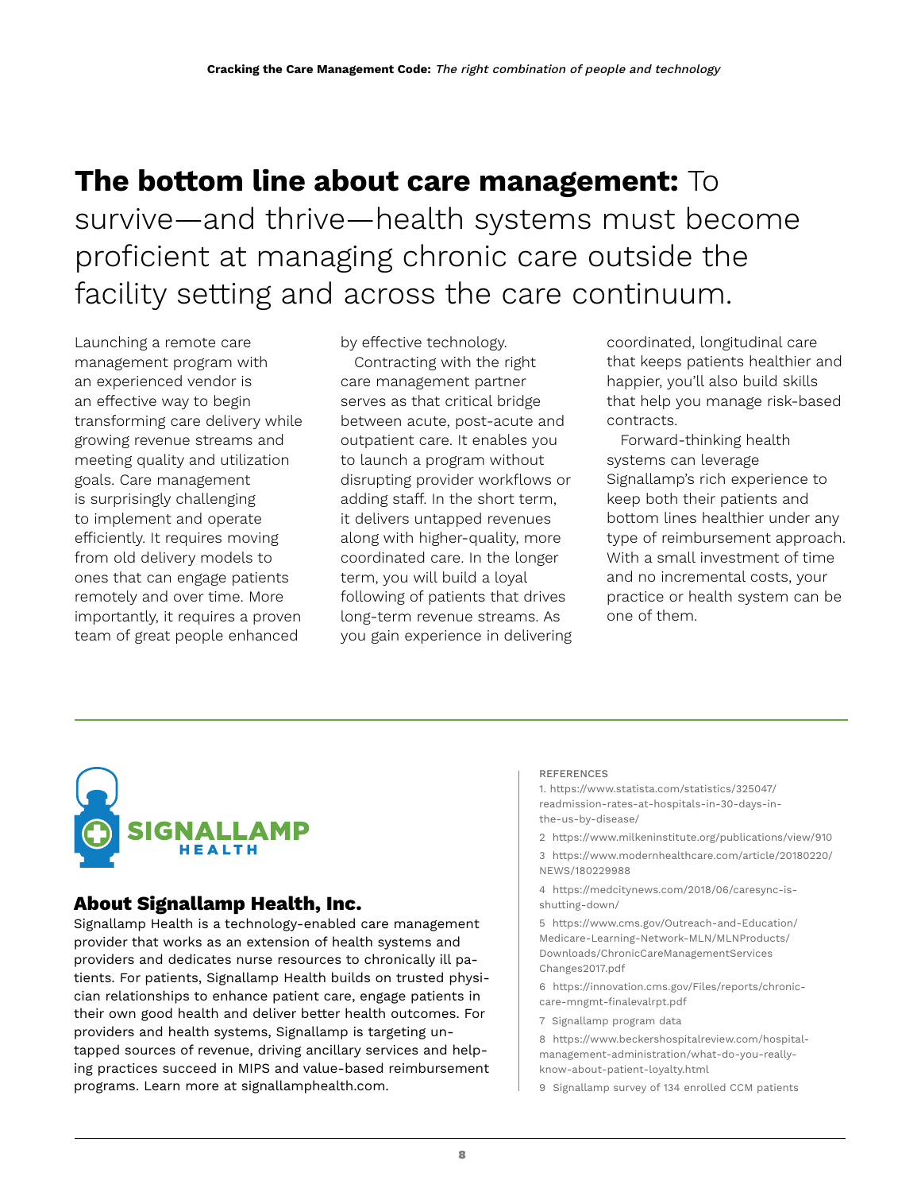## **The bottom line about care management:** To survive—and thrive—health systems must become proficient at managing chronic care outside the facility setting and across the care continuum.

Launching a remote care management program with an experienced vendor is an effective way to begin transforming care delivery while growing revenue streams and meeting quality and utilization goals. Care management is surprisingly challenging to implement and operate efficiently. It requires moving from old delivery models to ones that can engage patients remotely and over time. More importantly, it requires a proven team of great people enhanced by effective technology.

Contracting with the right care management partner serves as that critical bridge between acute, post-acute and outpatient care. It enables you to launch a program without disrupting provider workflows or adding staff. In the short term, it delivers untapped revenues along with higher-quality, more coordinated care. In the longer term, you will build a loyal following of patients that drives long-term revenue streams. As you gain experience in delivering coordinated, longitudinal care that keeps patients healthier and happier, you'll also build skills that help you manage risk-based contracts.

Forward-thinking health systems can leverage Signallamp's rich experience to keep both their patients and bottom lines healthier under any type of reimbursement approach. With a small investment of time and no incremental costs, your practice or health system can be one of them.

SIGNALLAMP HEALTH

### About Signallamp Health, Inc.

Signallamp Health is a technology-enabled care management provider that works as an extension of health systems and providers and dedicates nurse resources to chronically ill patients. For patients, Signallamp Health builds on trusted physician relationships to enhance patient care, engage patients in their own good health and deliver better health outcomes. For providers and health systems, Signallamp is targeting untapped sources of revenue, driving ancillary services and helping practices succeed in MIPS and value-based reimbursement programs. Learn more at signallamphealth.com.

REFERENCES

1. https://www.statista.com/statistics/325047/readmission-rates-at-hospitals-in-30-days-in-the-us-by-disease/
2. https://www.milkeninstitute.org/publications/view/910
3. https://www.modernhealthcare.com/article/20180220/NEWS/180229988
4. https://medcitynews.com/2018/06/caresync-is-shutting-down/
5. https://www.cms.gov/Outreach-and-Education/Medicare-Learning-Network-MLN/MLNProducts/Downloads/ChronicCareManagementServicesChanges2017.pdf
6. https://innovation.cms.gov/Files/reports/chronic-care-mngmt-finalevalrpt.pdf
7. Signallamp program data
8. https://www.beckershospitalreview.com/hospital-management-administration/what-do-you-really-know-about-patient-loyalty.html
9. Signallamp survey of 134 enrolled CCM patients